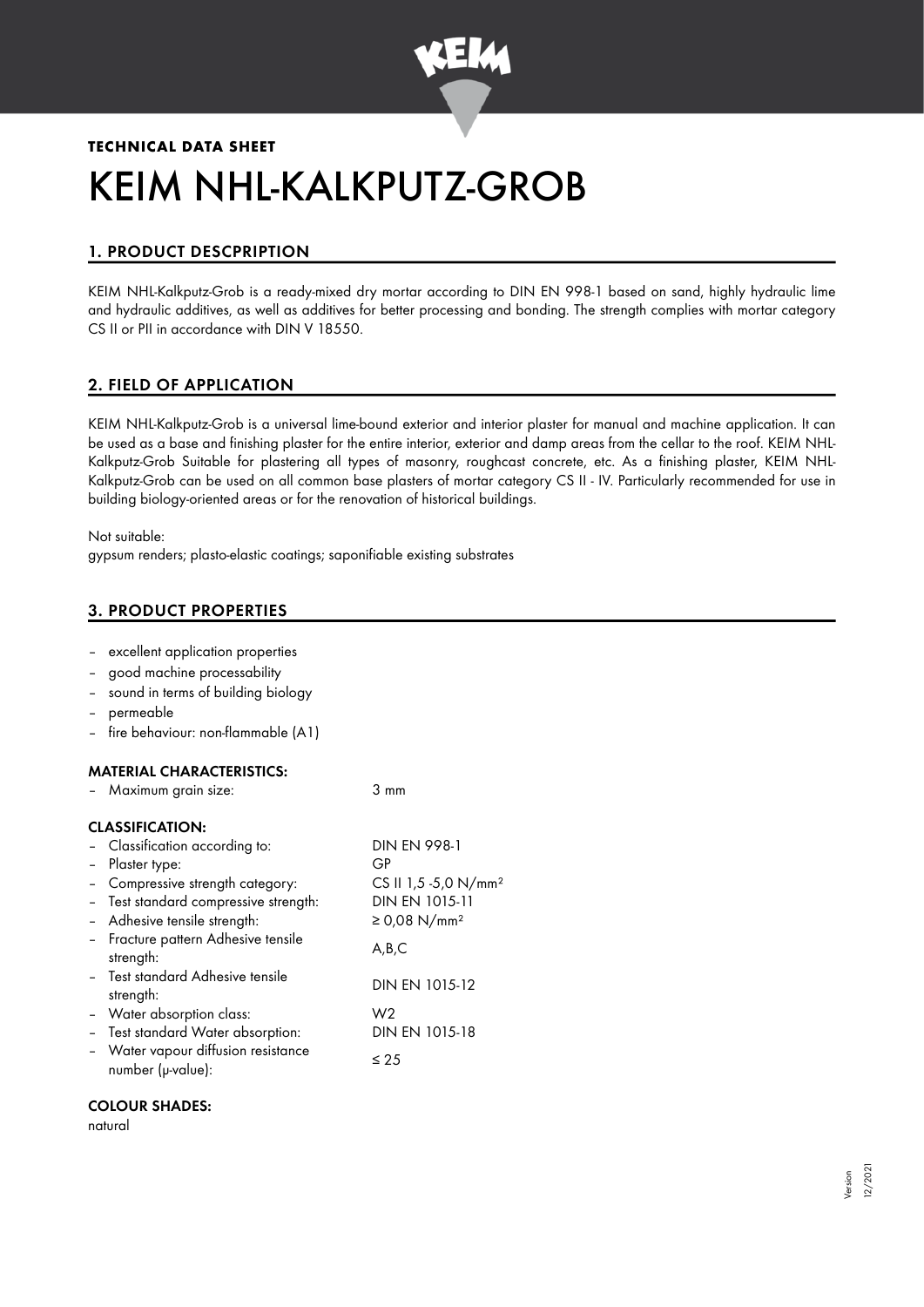**TECHNICAL DATA SHEET**

# KEIM NHL-KALKPUTZ-GROB

## 1. PRODUCT DESCPRIPTION

KEIM NHL-Kalkputz-Grob is a ready-mixed dry mortar according to DIN EN 998-1 based on sand, highly hydraulic lime and hydraulic additives, as well as additives for better processing and bonding. The strength complies with mortar category CS II or PII in accordance with DIN V 18550.

## 2. FIELD OF APPLICATION

KEIM NHL-Kalkputz-Grob is a universal lime-bound exterior and interior plaster for manual and machine application. It can be used as a base and finishing plaster for the entire interior, exterior and damp areas from the cellar to the roof. KEIM NHL-Kalkputz-Grob Suitable for plastering all types of masonry, roughcast concrete, etc. As a finishing plaster, KEIM NHL-Kalkputz-Grob can be used on all common base plasters of mortar category CS II - IV. Particularly recommended for use in building biology-oriented areas or for the renovation of historical buildings.

Not suitable:
gypsum renders; plasto-elastic coatings; saponifiable existing substrates

## 3. PRODUCT PROPERTIES

- excellent application properties
- good machine processability
- sound in terms of building biology
- permeable
- fire behaviour: non-flammable (A1)

### MATERIAL CHARACTERISTICS:

| | |
|---|---|
| – Maximum grain size: | 3 mm |

### CLASSIFICATION:

| | |
|---|---|
| – Classification according to: | DIN EN 998-1 |
| – Plaster type: | GP |
| – Compressive strength category: | CS II 1,5 -5,0 N/mm² |
| – Test standard compressive strength: | DIN EN 1015-11 |
| – Adhesive tensile strength: | ≥ 0,08 N/mm² |
| – Fracture pattern Adhesive tensile strength: | A,B,C |
| – Test standard Adhesive tensile strength: | DIN EN 1015-12 |
| – Water absorption class: | W2 |
| – Test standard Water absorption: | DIN EN 1015-18 |
| – Water vapour diffusion resistance number (μ-value): | ≤ 25 |

### COLOUR SHADES:

natural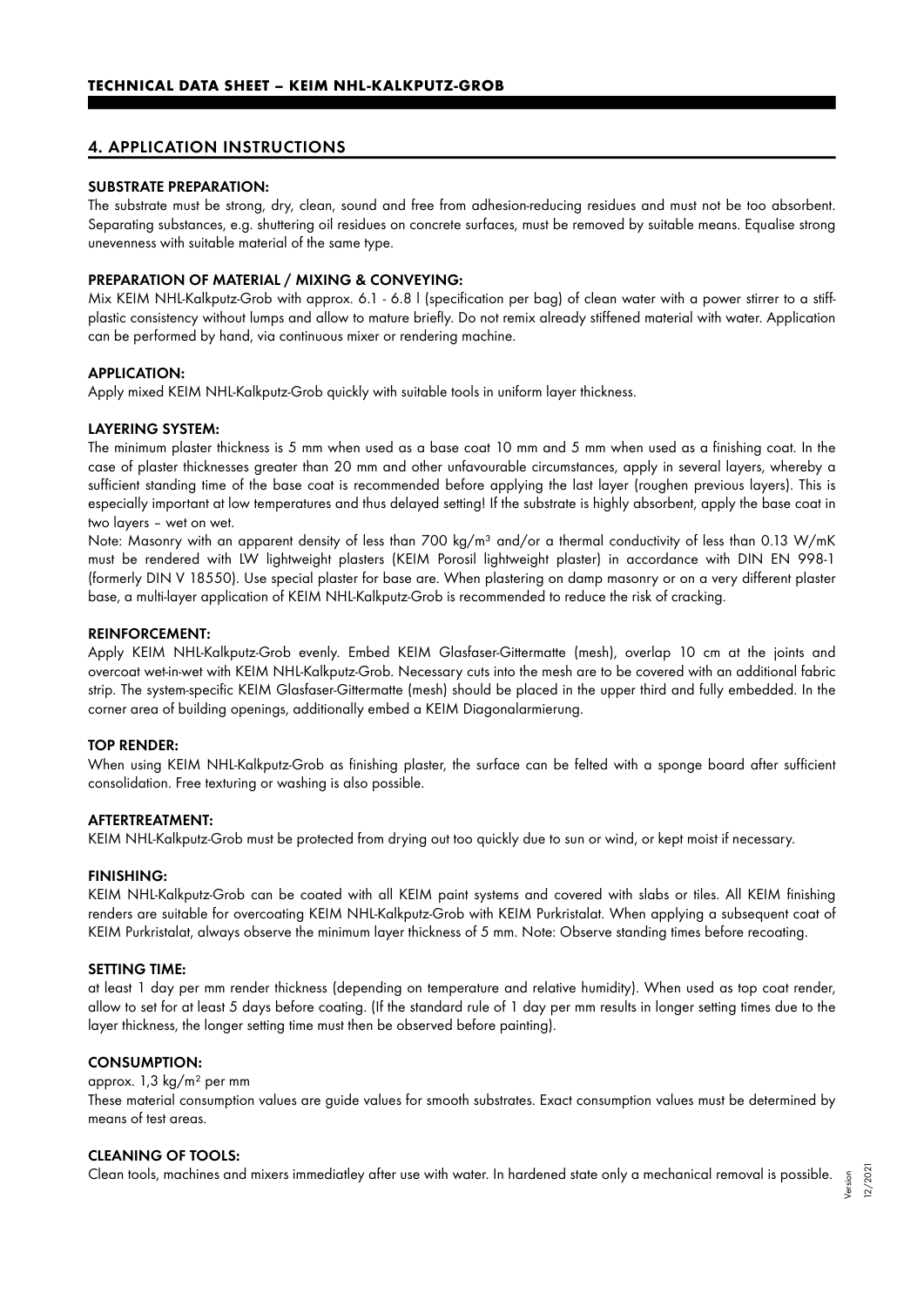## 4. APPLICATION INSTRUCTIONS

### SUBSTRATE PREPARATION:

The substrate must be strong, dry, clean, sound and free from adhesion-reducing residues and must not be too absorbent. Separating substances, e.g. shuttering oil residues on concrete surfaces, must be removed by suitable means. Equalise strong unevenness with suitable material of the same type.

### PREPARATION OF MATERIAL / MIXING & CONVEYING:

Mix KEIM NHL-Kalkputz-Grob with approx. 6.1 - 6.8 l (specification per bag) of clean water with a power stirrer to a stiff-plastic consistency without lumps and allow to mature briefly. Do not remix already stiffened material with water. Application can be performed by hand, via continuous mixer or rendering machine.

### APPLICATION:

Apply mixed KEIM NHL-Kalkputz-Grob quickly with suitable tools in uniform layer thickness.

### LAYERING SYSTEM:

The minimum plaster thickness is 5 mm when used as a base coat 10 mm and 5 mm when used as a finishing coat. In the case of plaster thicknesses greater than 20 mm and other unfavourable circumstances, apply in several layers, whereby a sufficient standing time of the base coat is recommended before applying the last layer (roughen previous layers). This is especially important at low temperatures and thus delayed setting! If the substrate is highly absorbent, apply the base coat in two layers – wet on wet.

Note: Masonry with an apparent density of less than 700 kg/m³ and/or a thermal conductivity of less than 0.13 W/mK must be rendered with LW lightweight plasters (KEIM Porosil lightweight plaster) in accordance with DIN EN 998-1 (formerly DIN V 18550). Use special plaster for base are. When plastering on damp masonry or on a very different plaster base, a multi-layer application of KEIM NHL-Kalkputz-Grob is recommended to reduce the risk of cracking.

### REINFORCEMENT:

Apply KEIM NHL-Kalkputz-Grob evenly. Embed KEIM Glasfaser-Gittermatte (mesh), overlap 10 cm at the joints and overcoat wet-in-wet with KEIM NHL-Kalkputz-Grob. Necessary cuts into the mesh are to be covered with an additional fabric strip. The system-specific KEIM Glasfaser-Gittermatte (mesh) should be placed in the upper third and fully embedded. In the corner area of building openings, additionally embed a KEIM Diagonalarmierung.

### TOP RENDER:

When using KEIM NHL-Kalkputz-Grob as finishing plaster, the surface can be felted with a sponge board after sufficient consolidation. Free texturing or washing is also possible.

### AFTERTREATMENT:

KEIM NHL-Kalkputz-Grob must be protected from drying out too quickly due to sun or wind, or kept moist if necessary.

### FINISHING:

KEIM NHL-Kalkputz-Grob can be coated with all KEIM paint systems and covered with slabs or tiles. All KEIM finishing renders are suitable for overcoating KEIM NHL-Kalkputz-Grob with KEIM Purkristalat. When applying a subsequent coat of KEIM Purkristalat, always observe the minimum layer thickness of 5 mm. Note: Observe standing times before recoating.

### SETTING TIME:

at least 1 day per mm render thickness (depending on temperature and relative humidity). When used as top coat render, allow to set for at least 5 days before coating. (If the standard rule of 1 day per mm results in longer setting times due to the layer thickness, the longer setting time must then be observed before painting).

### CONSUMPTION:

approx. 1,3 kg/m² per mm

These material consumption values are guide values for smooth substrates. Exact consumption values must be determined by means of test areas.

### CLEANING OF TOOLS:

Clean tools, machines and mixers immediatley after use with water. In hardened state only a mechanical removal is possible.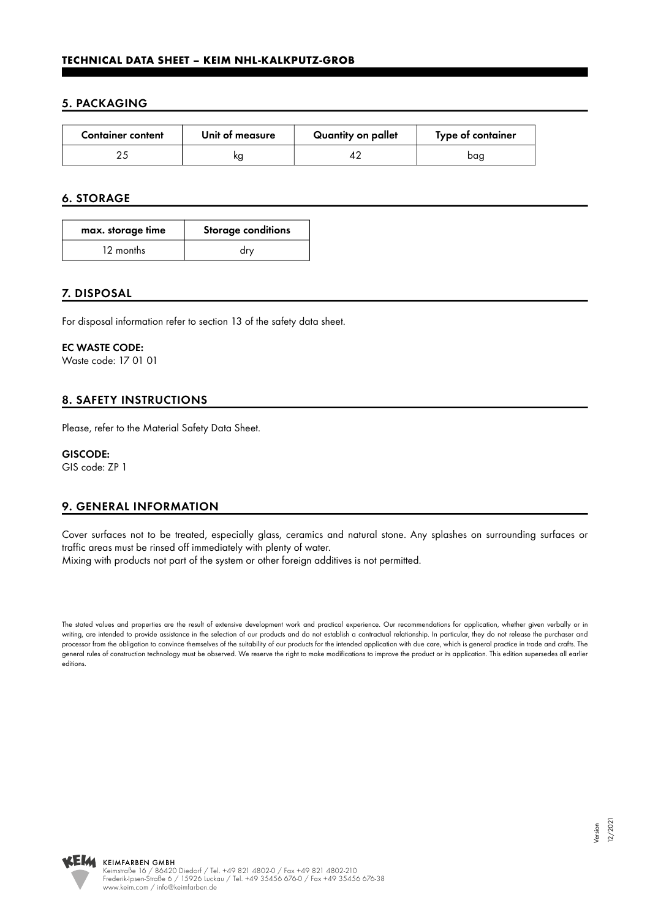## 5. PACKAGING

| Container content | Unit of measure | Quantity on pallet | Type of container |
| --- | --- | --- | --- |
| 25 | kg | 42 | bag |

## 6. STORAGE

| max. storage time | Storage conditions |
| --- | --- |
| 12 months | dry |

## 7. DISPOSAL

For disposal information refer to section 13 of the safety data sheet.

**EC WASTE CODE:**
Waste code: 17 01 01

## 8. SAFETY INSTRUCTIONS

Please, refer to the Material Safety Data Sheet.

**GISCODE:**
GIS code: ZP 1

## 9. GENERAL INFORMATION

Cover surfaces not to be treated, especially glass, ceramics and natural stone. Any splashes on surrounding surfaces or traffic areas must be rinsed off immediately with plenty of water.
Mixing with products not part of the system or other foreign additives is not permitted.

The stated values and properties are the result of extensive development work and practical experience. Our recommendations for application, whether given verbally or in writing, are intended to provide assistance in the selection of our products and do not establish a contractual relationship. In particular, they do not release the purchaser and processor from the obligation to convince themselves of the suitability of our products for the intended application with due care, which is general practice in trade and crafts. The general rules of construction technology must be observed. We reserve the right to make modifications to improve the product or its application. This edition supersedes all earlier editions.

Version 12/2021

KEIMFARBEN GMBH
Keimstraße 16 / 86420 Diedorf / Tel. +49 821 4802-0 / Fax +49 821 4802-210
Frederik-Ipsen-Straße 6 / 15926 Luckau / Tel. +49 35456 676-0 / Fax +49 35456 676-38
www.keim.com / info@keimfarben.de